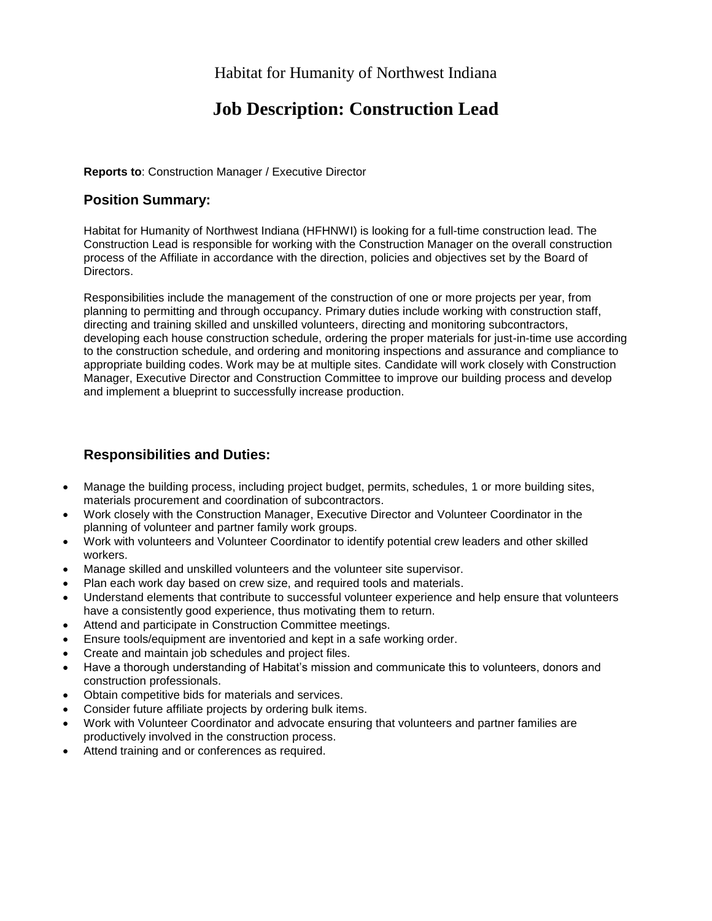Habitat for Humanity of Northwest Indiana

# Job Description: Construction Lead

**Reports to**: Construction Manager / Executive Director

## Position Summary:

Habitat for Humanity of Northwest Indiana (HFHNWI) is looking for a full-time construction lead. The Construction Lead is responsible for working with the Construction Manager on the overall construction process of the Affiliate in accordance with the direction, policies and objectives set by the Board of Directors.

Responsibilities include the management of the construction of one or more projects per year, from planning to permitting and through occupancy. Primary duties include working with construction staff, directing and training skilled and unskilled volunteers, directing and monitoring subcontractors, developing each house construction schedule, ordering the proper materials for just-in-time use according to the construction schedule, and ordering and monitoring inspections and assurance and compliance to appropriate building codes. Work may be at multiple sites. Candidate will work closely with Construction Manager, Executive Director and Construction Committee to improve our building process and develop and implement a blueprint to successfully increase production.

## Responsibilities and Duties:

- Manage the building process, including project budget, permits, schedules, 1 or more building sites, materials procurement and coordination of subcontractors.
- Work closely with the Construction Manager, Executive Director and Volunteer Coordinator in the planning of volunteer and partner family work groups.
- Work with volunteers and Volunteer Coordinator to identify potential crew leaders and other skilled workers.
- Manage skilled and unskilled volunteers and the volunteer site supervisor.
- Plan each work day based on crew size, and required tools and materials.
- Understand elements that contribute to successful volunteer experience and help ensure that volunteers have a consistently good experience, thus motivating them to return.
- Attend and participate in Construction Committee meetings.
- Ensure tools/equipment are inventoried and kept in a safe working order.
- Create and maintain job schedules and project files.
- Have a thorough understanding of Habitat's mission and communicate this to volunteers, donors and construction professionals.
- Obtain competitive bids for materials and services.
- Consider future affiliate projects by ordering bulk items.
- Work with Volunteer Coordinator and advocate ensuring that volunteers and partner families are productively involved in the construction process.
- Attend training and or conferences as required.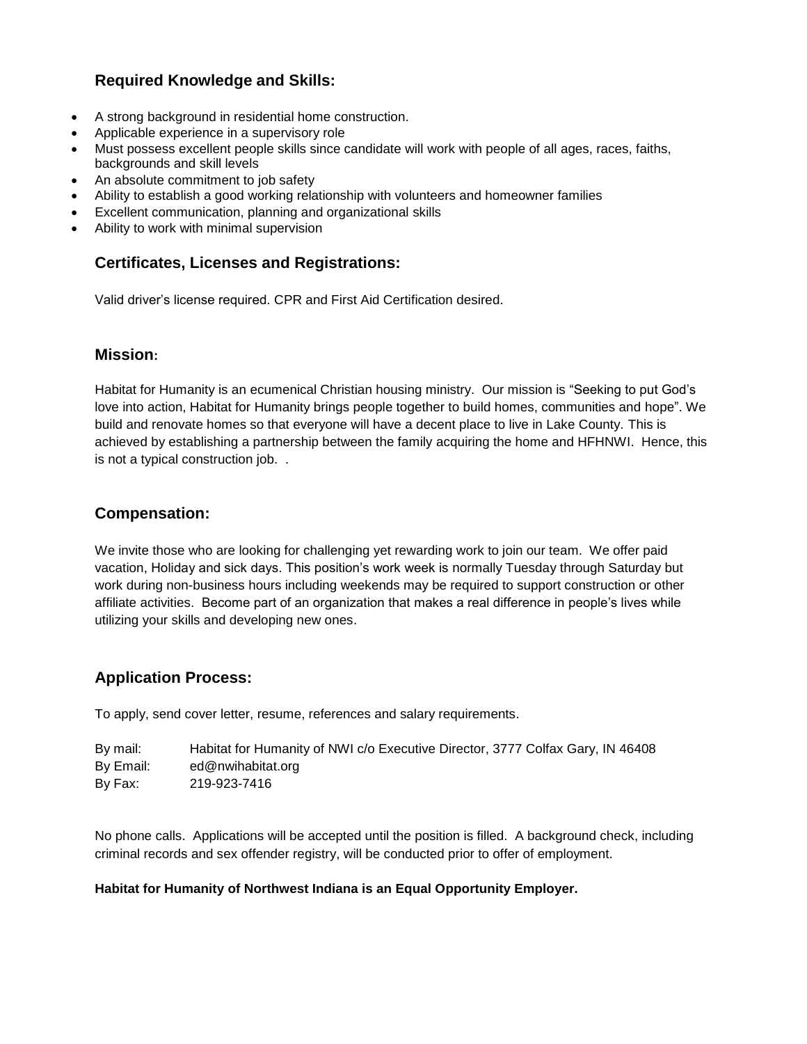## Required Knowledge and Skills:

- A strong background in residential home construction.
- Applicable experience in a supervisory role
- Must possess excellent people skills since candidate will work with people of all ages, races, faiths, backgrounds and skill levels
- An absolute commitment to job safety
- Ability to establish a good working relationship with volunteers and homeowner families
- Excellent communication, planning and organizational skills
- Ability to work with minimal supervision

## Certificates, Licenses and Registrations:

Valid driver's license required. CPR and First Aid Certification desired.

## Mission:

Habitat for Humanity is an ecumenical Christian housing ministry. Our mission is "Seeking to put God's love into action, Habitat for Humanity brings people together to build homes, communities and hope". We build and renovate homes so that everyone will have a decent place to live in Lake County. This is achieved by establishing a partnership between the family acquiring the home and HFHNWI. Hence, this is not a typical construction job. .

## Compensation:

We invite those who are looking for challenging yet rewarding work to join our team. We offer paid vacation, Holiday and sick days. This position's work week is normally Tuesday through Saturday but work during non-business hours including weekends may be required to support construction or other affiliate activities. Become part of an organization that makes a real difference in people's lives while utilizing your skills and developing new ones.

## Application Process:

To apply, send cover letter, resume, references and salary requirements.

| | |
|---|---|
| By mail: | Habitat for Humanity of NWI c/o Executive Director, 3777 Colfax Gary, IN 46408 |
| By Email: | ed@nwihabitat.org |
| By Fax: | 219-923-7416 |

No phone calls. Applications will be accepted until the position is filled. A background check, including criminal records and sex offender registry, will be conducted prior to offer of employment.

**Habitat for Humanity of Northwest Indiana is an Equal Opportunity Employer.**